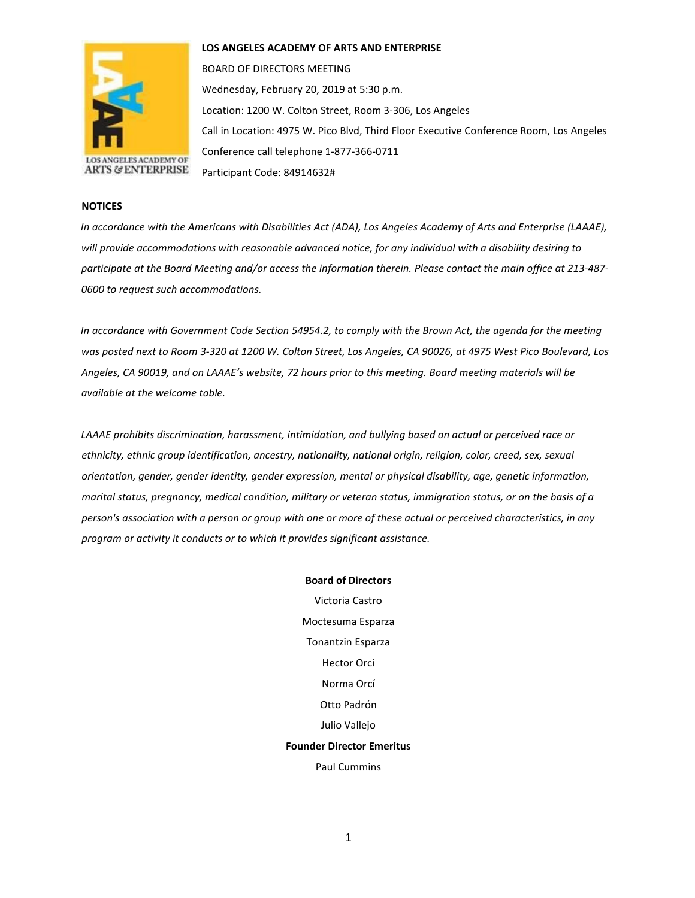# LOS ANGELES ACADEMY OF ARTS AND ENTERPRISE

BOARD OF DIRECTORS MEETING

Wednesday, February 20, 2019 at 5:30 p.m.

Location: 1200 W. Colton Street, Room 3-306, Los Angeles

Call in Location: 4975 W. Pico Blvd, Third Floor Executive Conference Room, Los Angeles

Conference call telephone 1-877-366-0711

Participant Code: 84914632#

## NOTICES

*In accordance with the Americans with Disabilities Act (ADA), Los Angeles Academy of Arts and Enterprise (LAAAE), will provide accommodations with reasonable advanced notice, for any individual with a disability desiring to participate at the Board Meeting and/or access the information therein. Please contact the main office at 213-487-0600 to request such accommodations.*

*In accordance with Government Code Section 54954.2, to comply with the Brown Act, the agenda for the meeting was posted next to Room 3-320 at 1200 W. Colton Street, Los Angeles, CA 90026, at 4975 West Pico Boulevard, Los Angeles, CA 90019, and on LAAAE's website, 72 hours prior to this meeting. Board meeting materials will be available at the welcome table.*

*LAAAE prohibits discrimination, harassment, intimidation, and bullying based on actual or perceived race or ethnicity, ethnic group identification, ancestry, nationality, national origin, religion, color, creed, sex, sexual orientation, gender, gender identity, gender expression, mental or physical disability, age, genetic information, marital status, pregnancy, medical condition, military or veteran status, immigration status, or on the basis of a person's association with a person or group with one or more of these actual or perceived characteristics, in any program or activity it conducts or to which it provides significant assistance.*

**Board of Directors**

Victoria Castro

Moctesuma Esparza

Tonantzin Esparza

Hector Orcí

Norma Orcí

Otto Padrón

Julio Vallejo

**Founder Director Emeritus**

Paul Cummins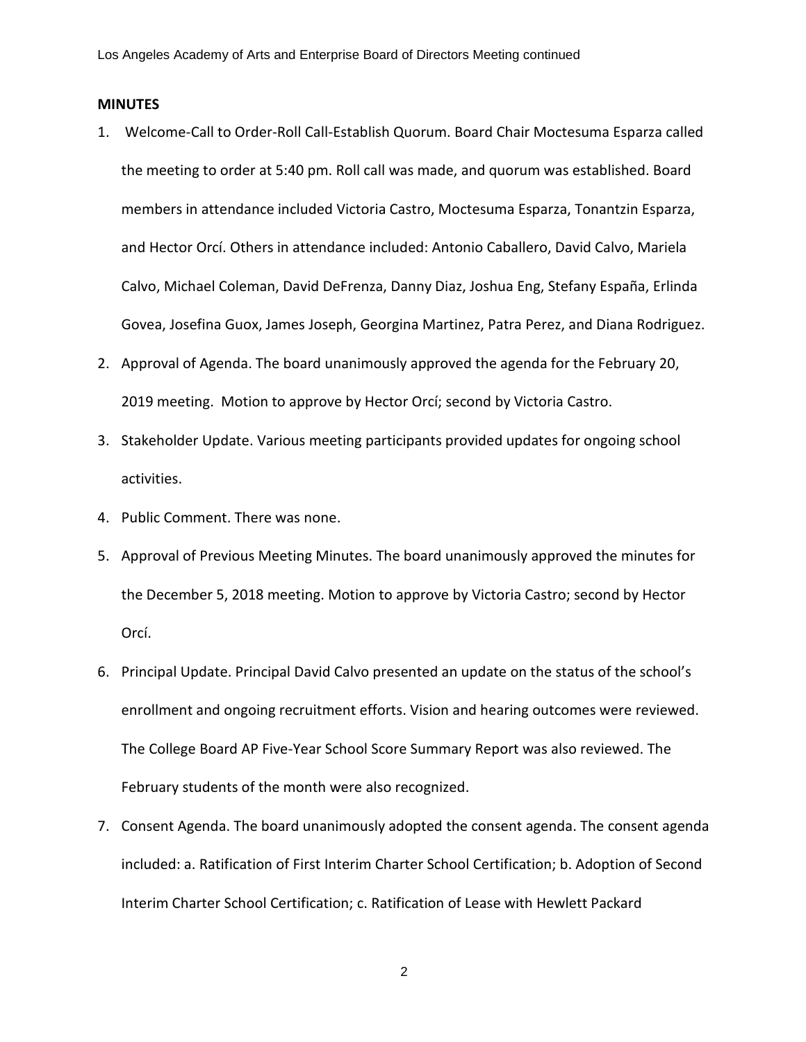## MINUTES

1. Welcome-Call to Order-Roll Call-Establish Quorum. Board Chair Moctesuma Esparza called the meeting to order at 5:40 pm. Roll call was made, and quorum was established. Board members in attendance included Victoria Castro, Moctesuma Esparza, Tonantzin Esparza, and Hector Orcí. Others in attendance included: Antonio Caballero, David Calvo, Mariela Calvo, Michael Coleman, David DeFrenza, Danny Diaz, Joshua Eng, Stefany España, Erlinda Govea, Josefina Guox, James Joseph, Georgina Martinez, Patra Perez, and Diana Rodriguez.
2. Approval of Agenda. The board unanimously approved the agenda for the February 20, 2019 meeting. Motion to approve by Hector Orcí; second by Victoria Castro.
3. Stakeholder Update. Various meeting participants provided updates for ongoing school activities.
4. Public Comment. There was none.
5. Approval of Previous Meeting Minutes. The board unanimously approved the minutes for the December 5, 2018 meeting. Motion to approve by Victoria Castro; second by Hector Orcí.
6. Principal Update. Principal David Calvo presented an update on the status of the school's enrollment and ongoing recruitment efforts. Vision and hearing outcomes were reviewed. The College Board AP Five-Year School Score Summary Report was also reviewed. The February students of the month were also recognized.
7. Consent Agenda. The board unanimously adopted the consent agenda. The consent agenda included: a. Ratification of First Interim Charter School Certification; b. Adoption of Second Interim Charter School Certification; c. Ratification of Lease with Hewlett Packard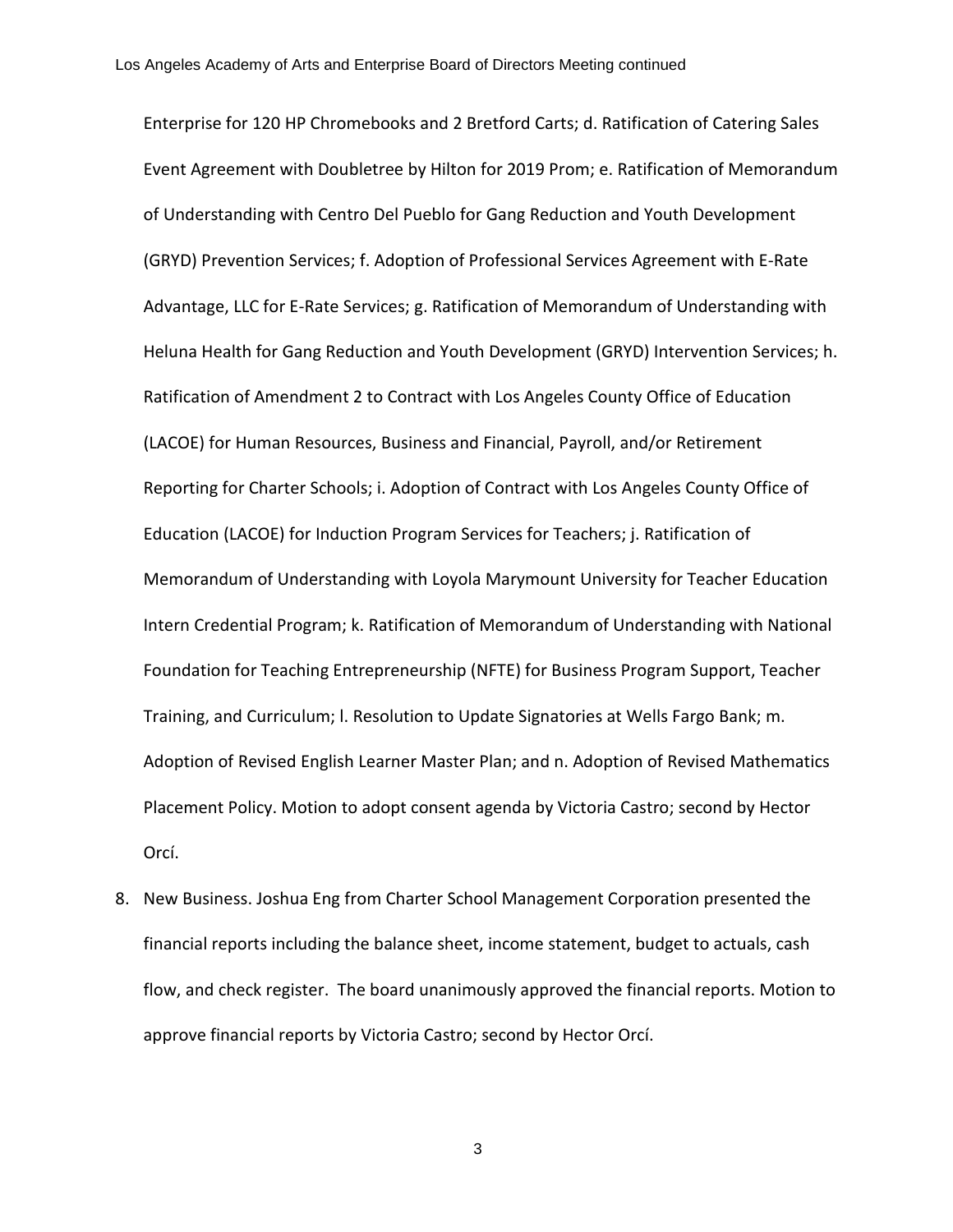Enterprise for 120 HP Chromebooks and 2 Bretford Carts; d. Ratification of Catering Sales Event Agreement with Doubletree by Hilton for 2019 Prom; e. Ratification of Memorandum of Understanding with Centro Del Pueblo for Gang Reduction and Youth Development (GRYD) Prevention Services; f. Adoption of Professional Services Agreement with E-Rate Advantage, LLC for E-Rate Services; g. Ratification of Memorandum of Understanding with Heluna Health for Gang Reduction and Youth Development (GRYD) Intervention Services; h. Ratification of Amendment 2 to Contract with Los Angeles County Office of Education (LACOE) for Human Resources, Business and Financial, Payroll, and/or Retirement Reporting for Charter Schools; i. Adoption of Contract with Los Angeles County Office of Education (LACOE) for Induction Program Services for Teachers; j. Ratification of Memorandum of Understanding with Loyola Marymount University for Teacher Education Intern Credential Program; k. Ratification of Memorandum of Understanding with National Foundation for Teaching Entrepreneurship (NFTE) for Business Program Support, Teacher Training, and Curriculum; l. Resolution to Update Signatories at Wells Fargo Bank; m. Adoption of Revised English Learner Master Plan; and n. Adoption of Revised Mathematics Placement Policy. Motion to adopt consent agenda by Victoria Castro; second by Hector Orcí.

8. New Business. Joshua Eng from Charter School Management Corporation presented the financial reports including the balance sheet, income statement, budget to actuals, cash flow, and check register. The board unanimously approved the financial reports. Motion to approve financial reports by Victoria Castro; second by Hector Orcí.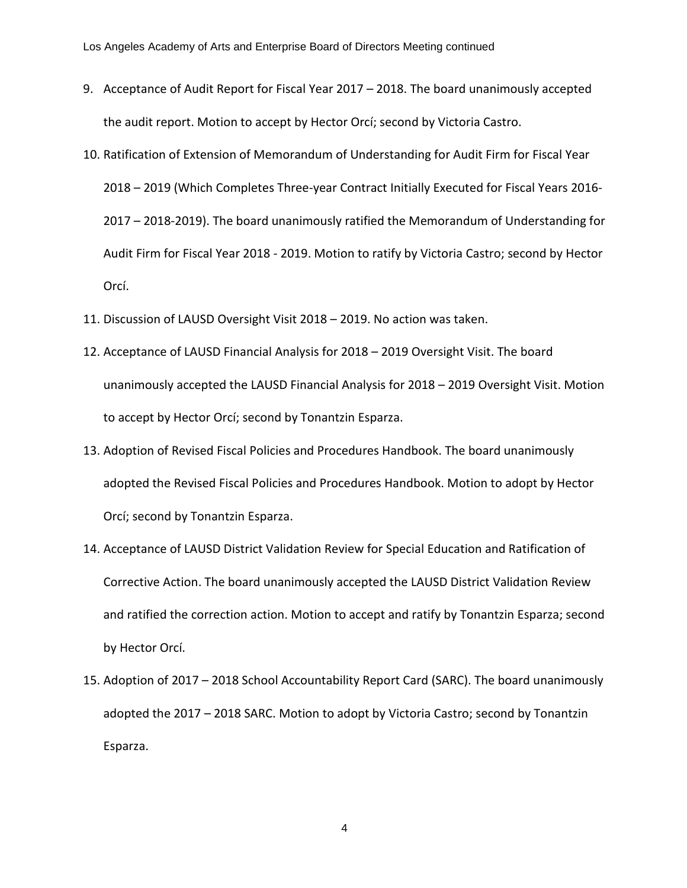9. Acceptance of Audit Report for Fiscal Year 2017 – 2018. The board unanimously accepted the audit report. Motion to accept by Hector Orcí; second by Victoria Castro.
10. Ratification of Extension of Memorandum of Understanding for Audit Firm for Fiscal Year 2018 – 2019 (Which Completes Three-year Contract Initially Executed for Fiscal Years 2016-2017 – 2018-2019). The board unanimously ratified the Memorandum of Understanding for Audit Firm for Fiscal Year 2018 - 2019. Motion to ratify by Victoria Castro; second by Hector Orcí.
11. Discussion of LAUSD Oversight Visit 2018 – 2019. No action was taken.
12. Acceptance of LAUSD Financial Analysis for 2018 – 2019 Oversight Visit. The board unanimously accepted the LAUSD Financial Analysis for 2018 – 2019 Oversight Visit. Motion to accept by Hector Orcí; second by Tonantzin Esparza.
13. Adoption of Revised Fiscal Policies and Procedures Handbook. The board unanimously adopted the Revised Fiscal Policies and Procedures Handbook. Motion to adopt by Hector Orcí; second by Tonantzin Esparza.
14. Acceptance of LAUSD District Validation Review for Special Education and Ratification of Corrective Action. The board unanimously accepted the LAUSD District Validation Review and ratified the correction action. Motion to accept and ratify by Tonantzin Esparza; second by Hector Orcí.
15. Adoption of 2017 – 2018 School Accountability Report Card (SARC). The board unanimously adopted the 2017 – 2018 SARC. Motion to adopt by Victoria Castro; second by Tonantzin Esparza.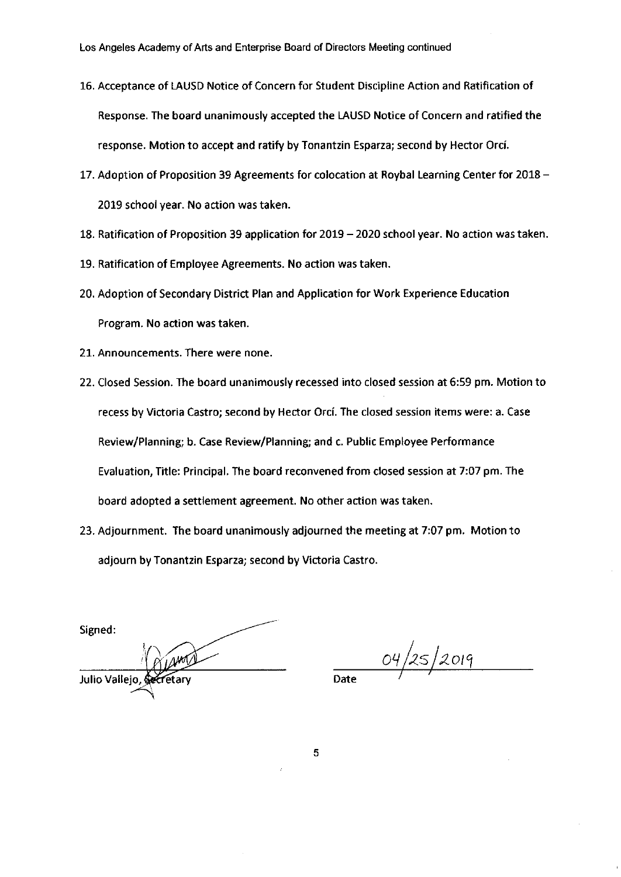16. Acceptance of LAUSD Notice of Concern for Student Discipline Action and Ratification of Response. The board unanimously accepted the LAUSD Notice of Concern and ratified the response. Motion to accept and ratify by Tonantzin Esparza; second by Hector Orcí.
17. Adoption of Proposition 39 Agreements for colocation at Roybal Learning Center for 2018 – 2019 school year. No action was taken.
18. Ratification of Proposition 39 application for 2019 – 2020 school year. No action was taken.
19. Ratification of Employee Agreements. No action was taken.
20. Adoption of Secondary District Plan and Application for Work Experience Education Program. No action was taken.
21. Announcements. There were none.
22. Closed Session. The board unanimously recessed into closed session at 6:59 pm. Motion to recess by Victoria Castro; second by Hector Orcí. The closed session items were: a. Case Review/Planning; b. Case Review/Planning; and c. Public Employee Performance Evaluation, Title: Principal. The board reconvened from closed session at 7:07 pm. The board adopted a settlement agreement. No other action was taken.
23. Adjournment. The board unanimously adjourned the meeting at 7:07 pm. Motion to adjourn by Tonantzin Esparza; second by Victoria Castro.

Signed:

Julio Vallejo, Secretary

Date: 04/25/2019